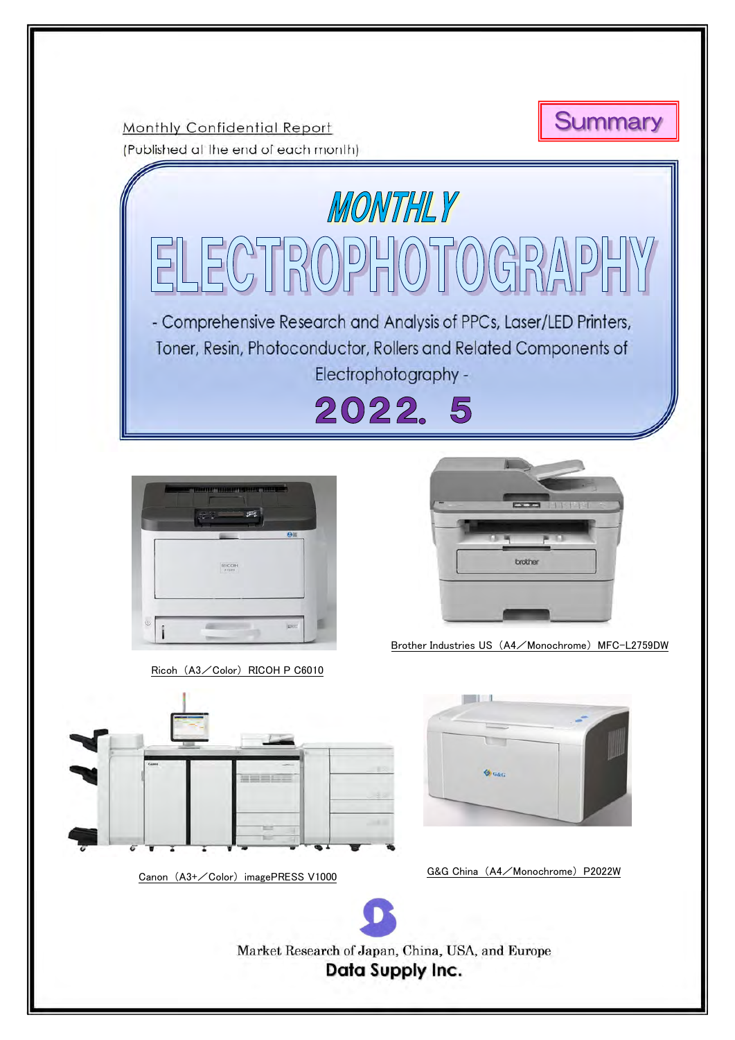Summary

Monthly Confidential Report

(Published at the end of each month)

# MONTHLY ELECTROPHOTOGRAPHY

- Comprehensive Research and Analysis of PPCs, Laser/LED Printers, Toner, Resin, Photoconductor, Rollers and Related Components of Electrophotography -

## 2022. 5

Ricoh（A3／Color）RICOH P C6010

Brother Industries US（A4／Monochrome）MFC-L2759DW

Canon（A3+／Color）imagePRESS V1000

G&G China（A4／Monochrome）P2022W

Market Research of Japan, China, USA, and Europe

**Data Supply Inc.**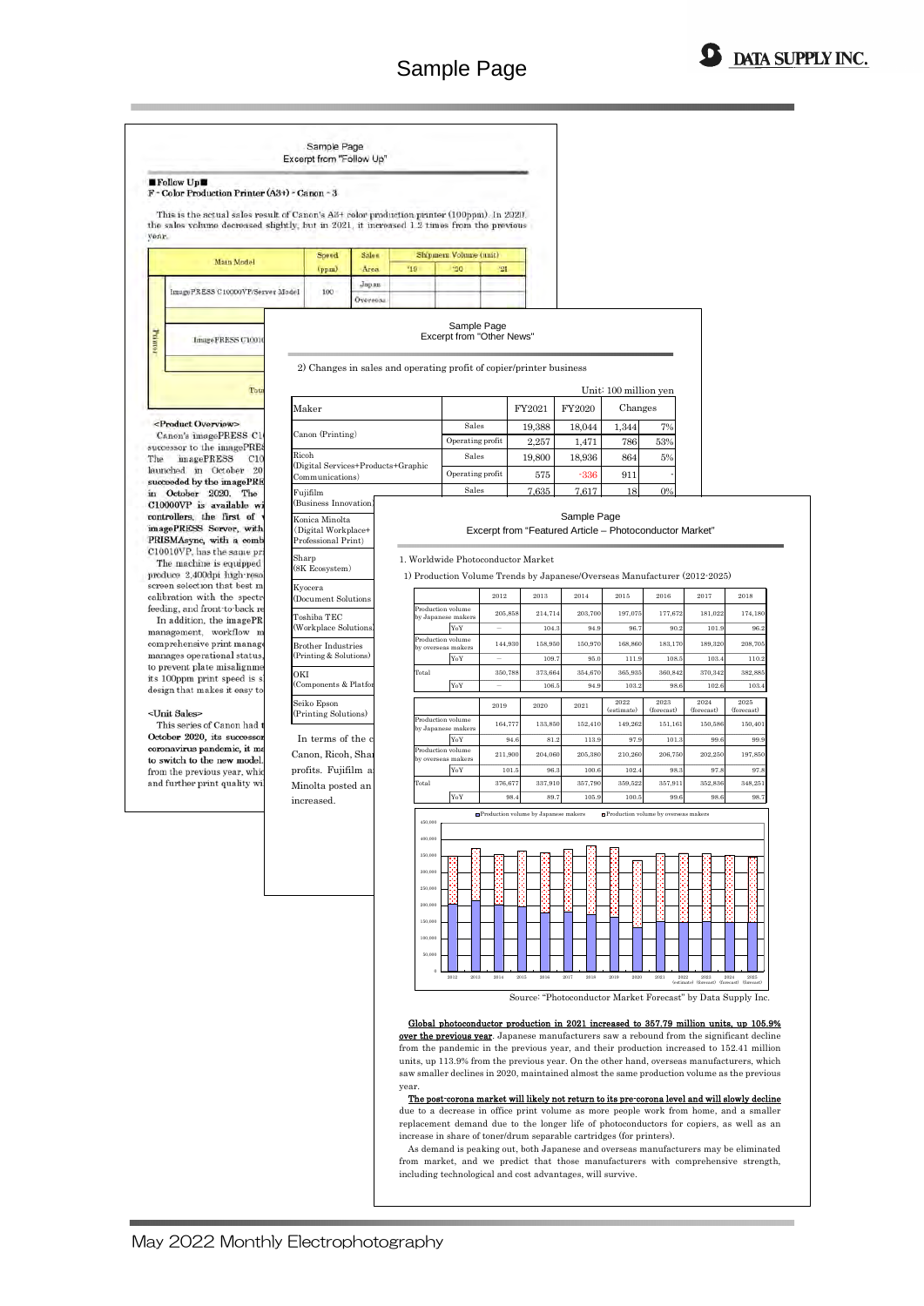# Sample Page

Sample Page
Excerpt from "Follow Up"

■Follow Up■
F - Color Production Printer (A3+) - Canon - 3

This is the actual sales result of Canon's A3+ color production printer (100ppm). In 2020, the sales volume decreased slightly, but in 2021, it increased 1.2 times from the previous year.

| | Main Model | Speed (ppm) | Sales Area | Shipment Volume (unit) '19 | '20 | '21 |
|---|---|---|---|---|---|---|
| | imagePRESS C10000VP/Server Model | 100 | Japan | | | |
| | | | Overseas | | | |
| Printer | imagePRESS C1000 | | | | | |
| | Tota | | | | | |

<Product Overview>
Canon's imagePRESS C1 successor to the imagePRES The imagePRESS C10 launched in October 20 succeeded by the imagePRE in October 2020. The C10000VP is available wi controllers, the first of imagePRESS Server, with PRISMAsync, with a comb C10010VP, has the same pr The machine is equipped produce 2,400dpi high-reso screen selection that best m calibration with the spectr feeding, and front-to-back re In addition, the imagePR management, workflow m comprehensive print manag manages operational status, to prevent plate misalignme its 100ppm print speed is s design that makes it easy to

<Unit Sales>
This series of Canon had t October 2020, its successor coronavirus pandemic, it ma to switch to the new model. from the previous year, whic and further print quality wi

Sample Page
Excerpt from "Other News"

2) Changes in sales and operating profit of copier/printer business

Unit: 100 million yen

| Maker | | FY2021 | FY2020 | Changes | |
|---|---|---|---|---|---|
| Canon (Printing) | Sales | 19,388 | 18,044 | 1,344 | 7% |
| | Operating profit | 2,257 | 1,471 | 786 | 53% |
| Ricoh (Digital Services+Products+Graphic Communications) | Sales | 19,800 | 18,936 | 864 | 5% |
| | Operating profit | 575 | -336 | 911 | - |
| Fujifilm (Business Innovation) | Sales | 7,635 | 7,617 | 18 | 0% |
| Konica Minolta (Digital Workplace+ Professional Print) | | | | | |
| Sharp (8K Ecosystem) | | | | | |
| Kyocera (Document Solutions | | | | | |
| Toshiba TEC (Workplace Solutions) | | | | | |
| Brother Industries (Printing & Solutions) | | | | | |
| OKI (Components & Platfor | | | | | |
| Seiko Epson (Printing Solutions) | | | | | |

In terms of the c Canon, Ricoh, Sha profits. Fujifilm a Minolta posted an increased.

Sample Page
Excerpt from "Featured Article – Photoconductor Market"

1. Worldwide Photoconductor Market

1) Production Volume Trends by Japanese/Overseas Manufacturer (2012-2025)

| | | 2012 | 2013 | 2014 | 2015 | 2016 | 2017 | 2018 |
|---|---|---|---|---|---|---|---|---|
| Production volume by Japanese makers | | 205,858 | 214,714 | 203,700 | 197,075 | 177,672 | 181,022 | 174,180 |
| | YoY | – | 104.3 | 94.9 | 96.7 | 90.2 | 101.9 | 96.2 |
| Production volume by overseas makers | | 144,930 | 158,950 | 150,970 | 168,860 | 183,170 | 189,320 | 208,705 |
| | YoY | – | 109.7 | 95.0 | 111.9 | 108.5 | 103.4 | 110.2 |
| Total | | 350,788 | 373,664 | 354,670 | 365,935 | 360,842 | 370,342 | 382,885 |
| | YoY | – | 106.5 | 94.9 | 103.2 | 98.6 | 102.6 | 103.4 |

| | | 2019 | 2020 | 2021 | 2022 (estimate) | 2023 (forecast) | 2024 (forecast) | 2025 (forecast) |
|---|---|---|---|---|---|---|---|---|
| Production volume by Japanese makers | | 164,777 | 133,850 | 152,410 | 149,262 | 151,161 | 150,586 | 150,401 |
| | YoY | 94.6 | 81.2 | 113.9 | 97.9 | 101.3 | 99.6 | 99.9 |
| Production volume by overseas makers | | 211,900 | 204,060 | 205,380 | 210,260 | 206,750 | 202,250 | 197,850 |
| | YoY | 101.5 | 96.3 | 100.6 | 102.4 | 98.3 | 97.8 | 97.8 |
| Total | | 376,677 | 337,910 | 357,790 | 359,522 | 357,911 | 352,836 | 348,251 |
| | YoY | 98.4 | 89.7 | 105.9 | 100.5 | 99.6 | 98.6 | 98.7 |

Source: "Photoconductor Market Forecast" by Data Supply Inc.

Global photoconductor production in 2021 increased to 357.79 million units, up 105.9% over the previous year. Japanese manufacturers saw a rebound from the significant decline from the pandemic in the previous year, and their production increased to 152.41 million units, up 113.9% from the previous year. On the other hand, overseas manufacturers, which saw smaller declines in 2020, maintained almost the same production volume as the previous year.

The post-corona market will likely not return to its pre-corona level and will slowly decline due to a decrease in office print volume as more people work from home, and a smaller replacement demand due to the longer life of photoconductors for copiers, as well as an increase in share of toner/drum separable cartridges (for printers).

As demand is peaking out, both Japanese and overseas manufacturers may be eliminated from market, and we predict that those manufacturers with comprehensive strength, including technological and cost advantages, will survive.

May 2022 Monthly Electrophotography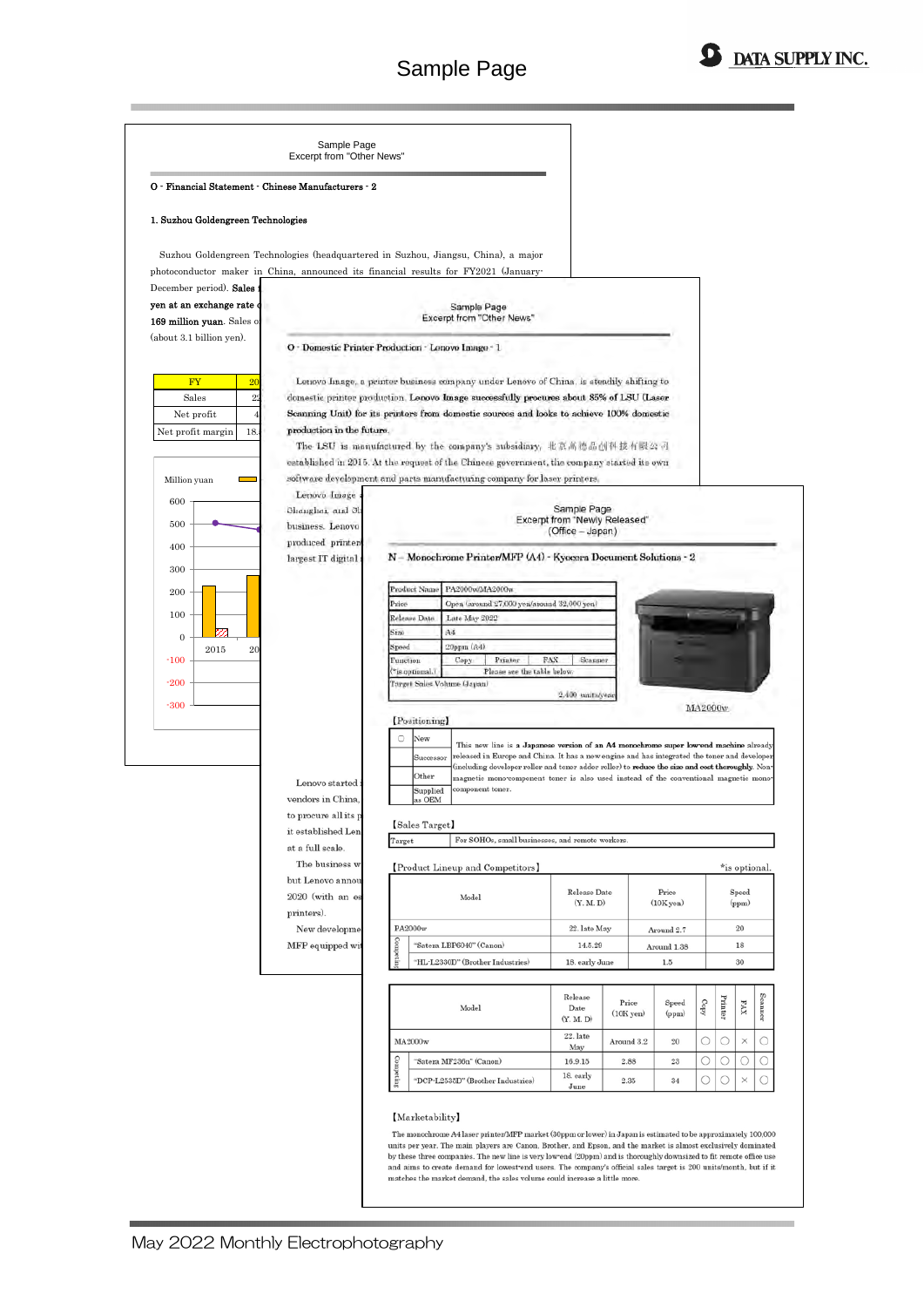# Sample Page

Sample Page
Excerpt from "Other News"

O - Financial Statement - Chinese Manufacturers - 2

1. Suzhou Goldengreen Technologies

Suzhou Goldengreen Technologies (headquartered in Suzhou, Jiangsu, China), a major photoconductor maker in China, announced its financial results for FY2021 (January-December period). **Sales** ... **yen at an exchange rate** ... **169 million yuan**. Sales o... (about 3.1 billion yen).

| FY | 20 |
|---|---|
| Sales | 22 |
| Net profit | 4 |
| Net profit margin | 18. |

Million yuan

600, 500, 400, 300, 200, 100, 0, -100, -200, -300

2015, 20

---

Sample Page
Excerpt from "Other News"

O - Domestic Printer Production - Lenovo Image - 1

Lenovo Image, a printer business company under Lenovo of China, is steadily shifting to domestic printer production. **Lenovo Image successfully procures about 85% of LSU (Laser Scanning Unit) for its printers from domestic sources and looks to achieve 100% domestic production in the future.**

The LSU is manufactured by the company's subsidiary, 北京高德品创科技有限公司 established in 2015. At the request of the Chinese government, the company started its own software development and parts manufacturing company for laser printers.

Lenovo Image ... Shanghai, and Sh... business. Lenovo ... produced printer... largest IT digital...

Lenovo started ... vendors in China, ... to procure all its p... it established Len... at a full scale.

The business w... but Lenovo annou... 2020 (with an es... printers).

New developme... MFP equipped wi...

---

Sample Page
Excerpt from "Newly Released"
(Office – Japan)

N - Monochrome Printer/MFP (A4) - Kyocera Document Solutions - 2

| Product Name | PA2000w/MA2000w | | | |
|---|---|---|---|---|
| Price | Open (around 27,000 yen/around 32,000 yen) | | | |
| Release Date | Late May 2022 | | | |
| Size | A4 | | | |
| Speed | 20ppm (A4) | | | |
| Function (*is optional.) | Copy | Printer | FAX | Scanner |
| | Please see the table below. | | | |
| Target Sales Volume (Japan) | 2,400 units/year | | | |

MA2000w

【Positioning】

| ○ | New | This new line is **a Japanese version of an A4 monochrome super low-end machine** already released in Europe and China. It has a new engine and has integrated the toner and developer (including developer roller and toner adder roller) to **reduce the size and cost thoroughly**. Non-magnetic mono-component toner is also used instead of the conventional magnetic mono-component toner. |
|---|---|---|
| | Successor | |
| | Other | |
| | Supplied as OEM | |

【Sales Target】

| Target | For SOHOs, small businesses, and remote workers. |
|---|---|

【Product Lineup and Competitors】 *is optional.

| | Model | Release Date (Y. M. D) | Price (10K yen) | Speed (ppm) |
|---|---|---|---|---|
| PA2000w | | 22. late May | Around 2.7 | 20 |
| Competitors | "Satera LBP6040" (Canon) | 14.5.29 | Around 1.38 | 18 |
| | "HL-L2330D" (Brother Industries) | 18. early June | 1.5 | 30 |

| | Model | Release Date (Y. M. D) | Price (10K yen) | Speed (ppm) | Copy | Printer | FAX | Scanner |
|---|---|---|---|---|---|---|---|---|
| MA2000w | | 22. late May | Around 3.2 | 20 | ○ | ○ | × | ○ |
| Competitors | "Satera MF236n" (Canon) | 16.9.15 | 2.88 | 23 | ○ | ○ | ○ | ○ |
| | "DCP-L2535D" (Brother Industries) | 18. early June | 2.35 | 34 | ○ | ○ | × | ○ |

【Marketability】

The monochrome A4 laser printer/MFP market (30ppm or lower) in Japan is estimated to be approximately 100,000 units per year. The main players are Canon, Brother, and Epson, and the market is almost exclusively dominated by these three companies. The new line is very low-end (20ppm) and is thoroughly downsized to fit remote office use and aims to create demand for lowest-end users. The company's official sales target is 200 units/month, but if it matches the market demand, the sales volume could increase a little more.

May 2022 Monthly Electrophotography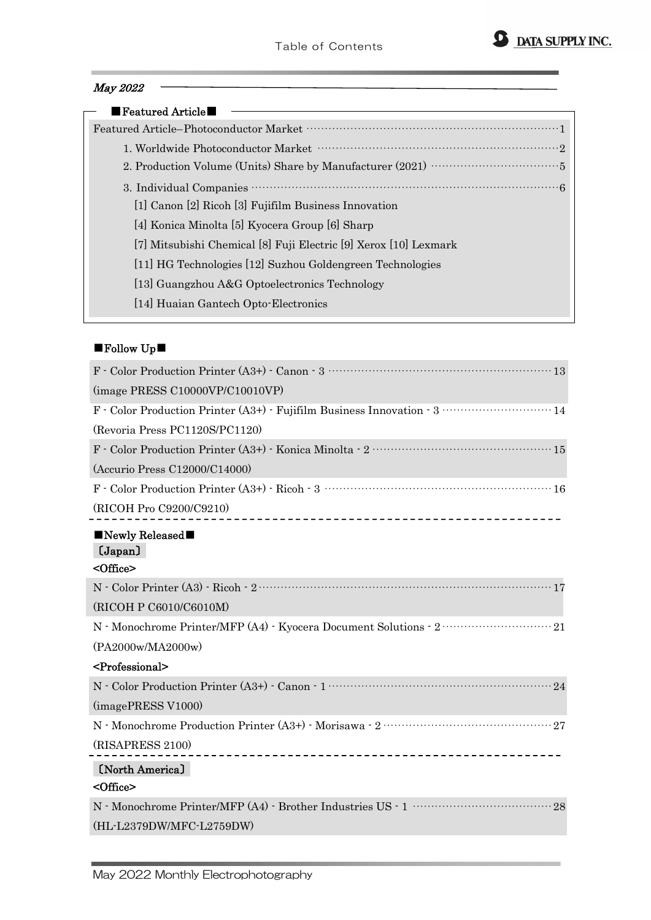# Table of Contents

*May 2022*

## ■Featured Article■

Featured Article–Photoconductor Market ···························································1

1. Worldwide Photoconductor Market ··························································2
2. Production Volume (Units) Share by Manufacturer (2021) ·································5
3. Individual Companies ·································································6

[1] Canon [2] Ricoh [3] Fujifilm Business Innovation

[4] Konica Minolta [5] Kyocera Group [6] Sharp

[7] Mitsubishi Chemical [8] Fuji Electric [9] Xerox [10] Lexmark

[11] HG Technologies [12] Suzhou Goldengreen Technologies

[13] Guangzhou A&G Optoelectronics Technology

[14] Huaian Gantech Opto-Electronics

## ■Follow Up■

F - Color Production Printer (A3+) - Canon - 3 ·························································13
(image PRESS C10000VP/C10010VP)

F - Color Production Printer (A3+) - Fujifilm Business Innovation - 3 ·····························14
(Revoria Press PC1120S/PC1120)

F - Color Production Printer (A3+) - Konica Minolta - 2 ··············································15
(Accurio Press C12000/C14000)

F - Color Production Printer (A3+) - Ricoh - 3 ·························································16
(RICOH Pro C9200/C9210)

---

## ■Newly Released■

### 〔Japan〕

<Office>

N - Color Printer (A3) - Ricoh - 2 ·······································································17
(RICOH P C6010/C6010M)

N - Monochrome Printer/MFP (A4) - Kyocera Document Solutions - 2 ·····························21
(PA2000w/MA2000w)

<Professional>

N - Color Production Printer (A3+) - Canon - 1 ·························································24
(imagePRESS V1000)

N - Monochrome Production Printer (A3+) - Morisawa - 2 ·············································27
(RISAPRESS 2100)

---

### 〔North America〕

<Office>

N - Monochrome Printer/MFP (A4) - Brother Industries US - 1 ·····································28
(HL-L2379DW/MFC-L2759DW)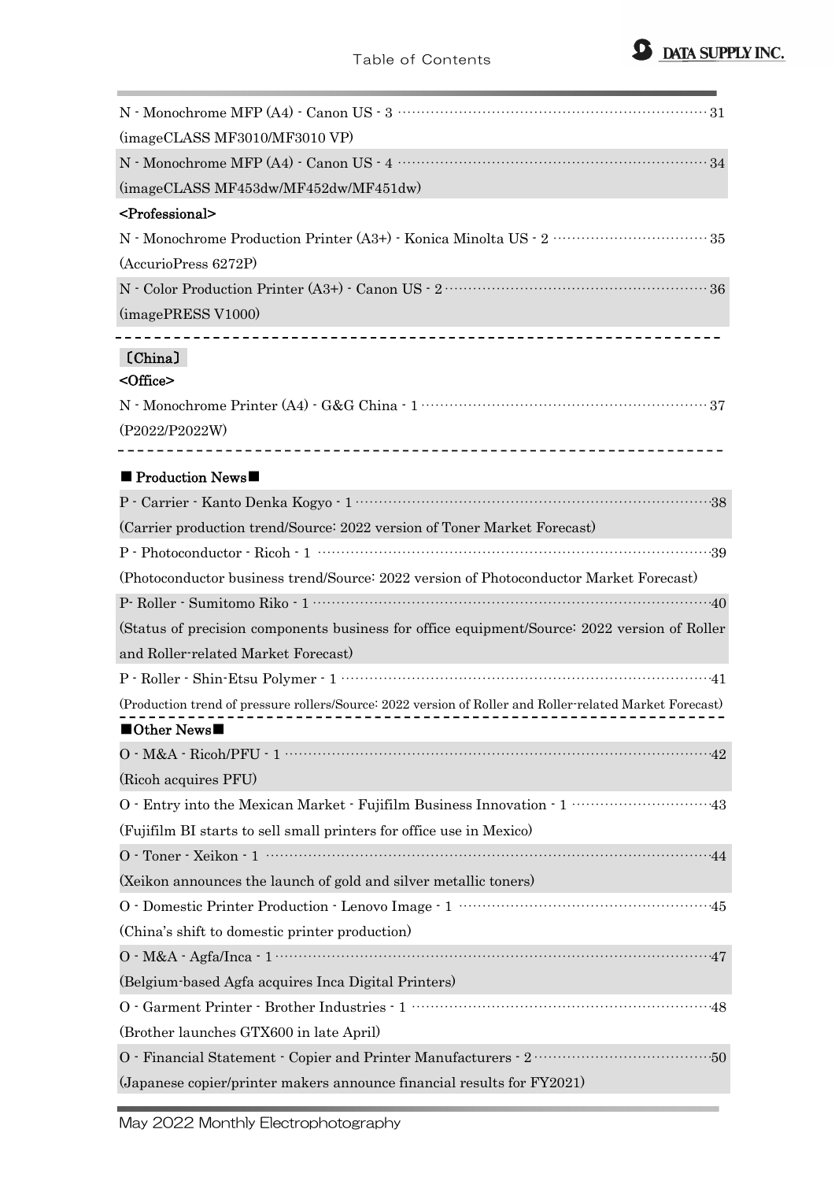N - Monochrome MFP (A4) - Canon US - 3 ··················· 31
(imageCLASS MF3010/MF3010 VP)

N - Monochrome MFP (A4) - Canon US - 4 ··················· 34
(imageCLASS MF453dw/MF452dw/MF451dw)

**<Professional>**

N - Monochrome Production Printer (A3+) - Konica Minolta US - 2 ··················· 35
(AccurioPress 6272P)

N - Color Production Printer (A3+) - Canon US - 2 ··················· 36
(imagePRESS V1000)

---

**〔China〕**

**<Office>**

N - Monochrome Printer (A4) - G&G China - 1 ··················· 37
(P2022/P2022W)

---

## ■ Production News■

P - Carrier - Kanto Denka Kogyo - 1 ··················· 38
(Carrier production trend/Source: 2022 version of Toner Market Forecast)

P - Photoconductor - Ricoh - 1 ··················· 39
(Photoconductor business trend/Source: 2022 version of Photoconductor Market Forecast)

P- Roller - Sumitomo Riko - 1 ··················· 40
(Status of precision components business for office equipment/Source: 2022 version of Roller and Roller-related Market Forecast)

P - Roller - Shin-Etsu Polymer - 1 ··················· 41
(Production trend of pressure rollers/Source: 2022 version of Roller and Roller-related Market Forecast)

---

## ■Other News■

O - M&A - Ricoh/PFU - 1 ··················· 42
(Ricoh acquires PFU)

O - Entry into the Mexican Market - Fujifilm Business Innovation - 1 ··················· 43
(Fujifilm BI starts to sell small printers for office use in Mexico)

O - Toner - Xeikon - 1 ··················· 44
(Xeikon announces the launch of gold and silver metallic toners)

O - Domestic Printer Production - Lenovo Image - 1 ··················· 45
(China's shift to domestic printer production)

O - M&A - Agfa/Inca - 1 ··················· 47
(Belgium-based Agfa acquires Inca Digital Printers)

O - Garment Printer - Brother Industries - 1 ··················· 48
(Brother launches GTX600 in late April)

O - Financial Statement - Copier and Printer Manufacturers - 2 ··················· 50
(Japanese copier/printer makers announce financial results for FY2021)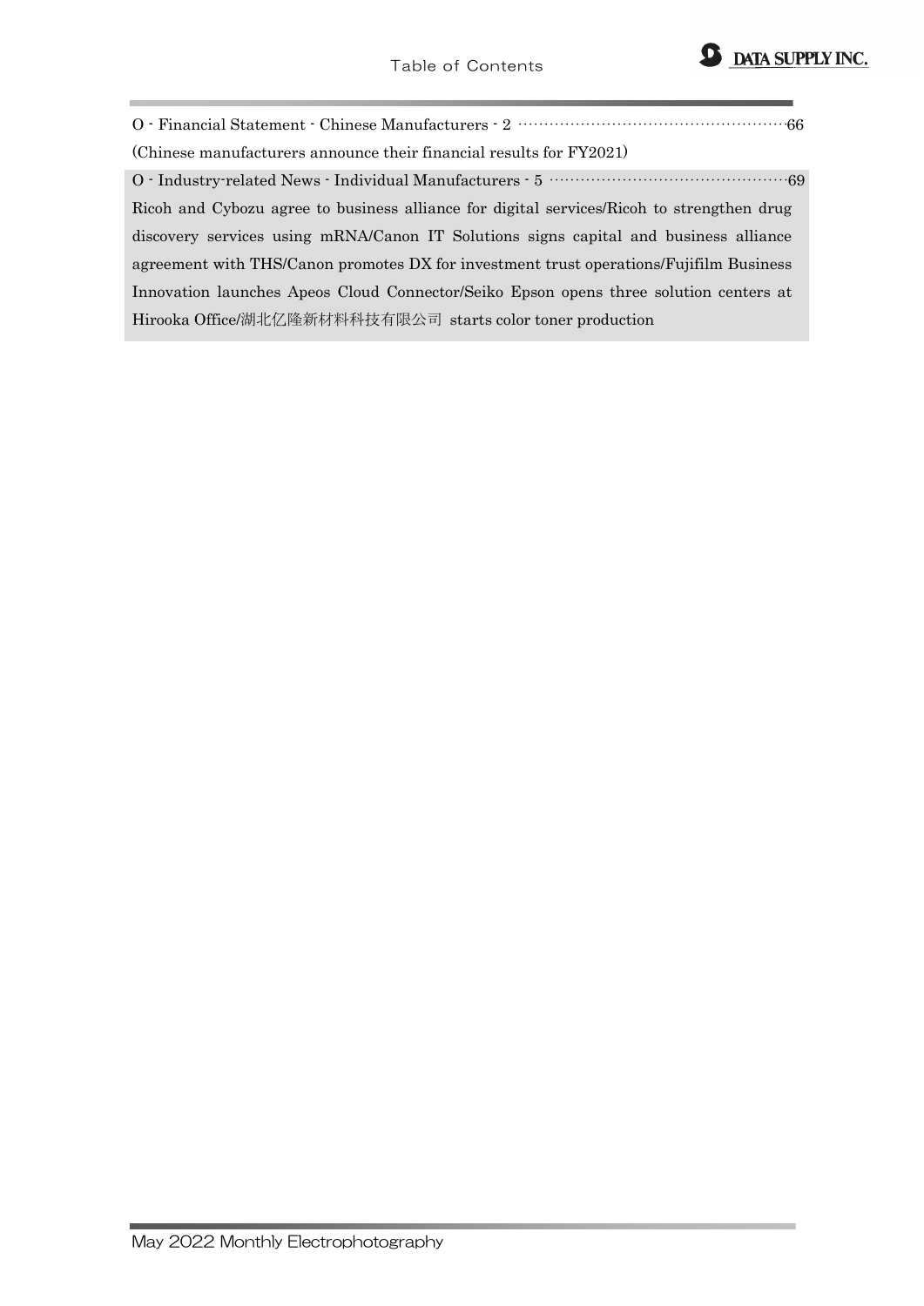O - Financial Statement - Chinese Manufacturers - 2 ……………………………………………………66

(Chinese manufacturers announce their financial results for FY2021)

O - Industry-related News - Individual Manufacturers - 5 ……………………………………………69

Ricoh and Cybozu agree to business alliance for digital services/Ricoh to strengthen drug discovery services using mRNA/Canon IT Solutions signs capital and business alliance agreement with THS/Canon promotes DX for investment trust operations/Fujifilm Business Innovation launches Apeos Cloud Connector/Seiko Epson opens three solution centers at Hirooka Office/湖北亿隆新材料科技有限公司 starts color toner production